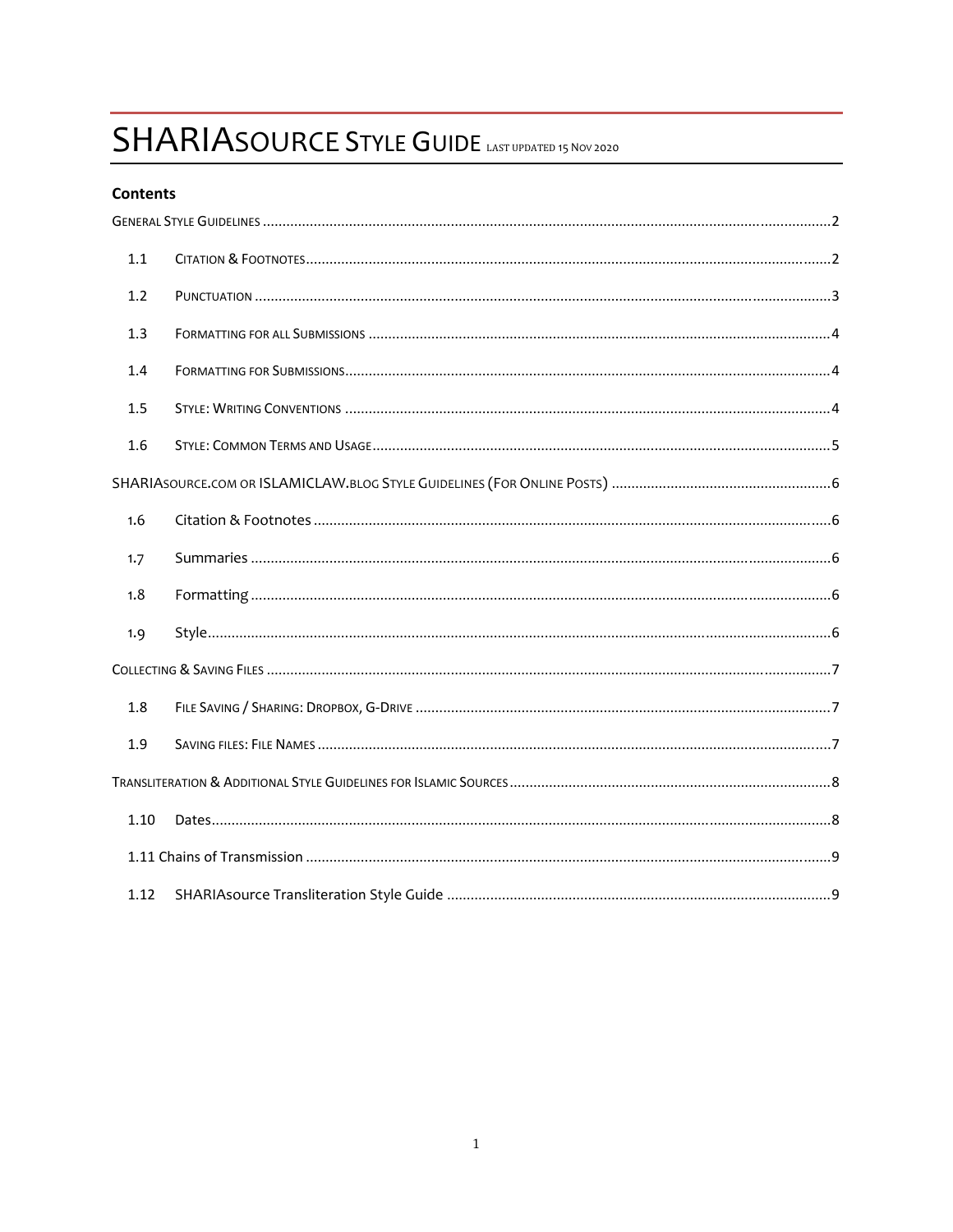# SHARIASOURCE STYLE GUIDE LAST UPDATED 15 NOV 2020

**Contents**

GENERAL STYLE GUIDELINES ..... 2

- 1.1 CITATION & FOOTNOTES ..... 2
- 1.2 PUNCTUATION ..... 3
- 1.3 FORMATTING FOR ALL SUBMISSIONS ..... 4
- 1.4 FORMATTING FOR SUBMISSIONS ..... 4
- 1.5 STYLE: WRITING CONVENTIONS ..... 4
- 1.6 STYLE: COMMON TERMS AND USAGE ..... 5

SHARIASOURCE.COM OR ISLAMICLAW.BLOG STYLE GUIDELINES (FOR ONLINE POSTS) ..... 6

- 1.6 Citation & Footnotes ..... 6
- 1.7 Summaries ..... 6
- 1.8 Formatting ..... 6
- 1.9 Style ..... 6

COLLECTING & SAVING FILES ..... 7

- 1.8 FILE SAVING / SHARING: DROPBOX, G-DRIVE ..... 7
- 1.9 SAVING FILES: FILE NAMES ..... 7

TRANSLITERATION & ADDITIONAL STYLE GUIDELINES FOR ISLAMIC SOURCES ..... 8

- 1.10 Dates ..... 8
- 1.11 Chains of Transmission ..... 9
- 1.12 SHARIAsource Transliteration Style Guide ..... 9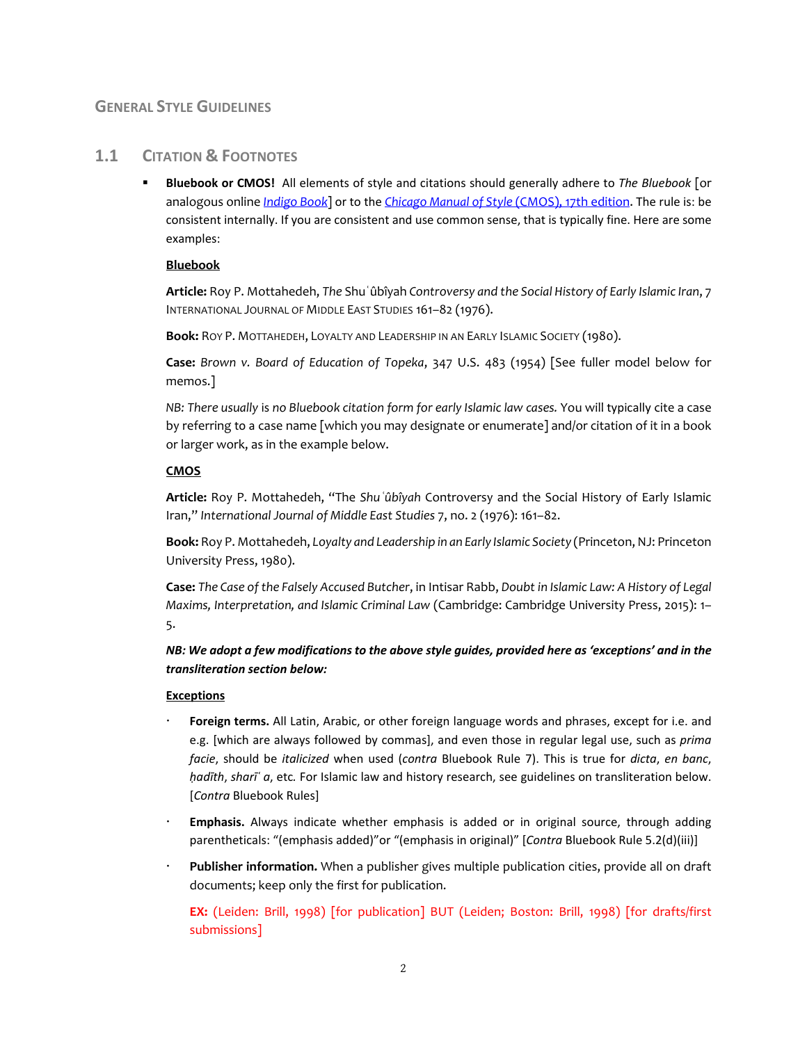# General Style Guidelines

## 1.1 Citation & Footnotes

- **Bluebook or CMOS!** All elements of style and citations should generally adhere to *The Bluebook* [or analogous online [Indigo Book]] or to the [*Chicago Manual of Style* (CMOS), 17th edition]. The rule is: be consistent internally. If you are consistent and use common sense, that is typically fine. Here are some examples:

  **Bluebook**

  **Article:** Roy P. Mottahedeh, *The* Shuʿûbîyah *Controversy and the Social History of Early Islamic Iran*, 7 INTERNATIONAL JOURNAL OF MIDDLE EAST STUDIES 161–82 (1976).

  **Book:** ROY P. MOTTAHEDEH, LOYALTY AND LEADERSHIP IN AN EARLY ISLAMIC SOCIETY (1980).

  **Case:** *Brown v. Board of Education of Topeka*, 347 U.S. 483 (1954) [See fuller model below for memos.]

  *NB: There usually* is *no Bluebook citation form for early Islamic law cases.* You will typically cite a case by referring to a case name [which you may designate or enumerate] and/or citation of it in a book or larger work, as in the example below.

  **CMOS**

  **Article:** Roy P. Mottahedeh, "The *Shuʿûbîyah* Controversy and the Social History of Early Islamic Iran," *International Journal of Middle East Studies* 7, no. 2 (1976): 161–82.

  **Book:** Roy P. Mottahedeh, *Loyalty and Leadership in an Early Islamic Society* (Princeton, NJ: Princeton University Press, 1980).

  **Case:** *The Case of the Falsely Accused Butcher*, in Intisar Rabb, *Doubt in Islamic Law: A History of Legal Maxims, Interpretation, and Islamic Criminal Law* (Cambridge: Cambridge University Press, 2015): 1–5.

  ***NB: We adopt a few modifications to the above style guides, provided here as 'exceptions' and in the transliteration section below:***

  **Exceptions**

  - **Foreign terms.** All Latin, Arabic, or other foreign language words and phrases, except for i.e. and e.g. [which are always followed by commas], and even those in regular legal use, such as *prima facie*, should be *italicized* when used (*contra* Bluebook Rule 7). This is true for *dicta*, *en banc*, *ḥadīth*, *sharīʿa*, etc. For Islamic law and history research, see guidelines on transliteration below. [*Contra* Bluebook Rules]

  - **Emphasis.** Always indicate whether emphasis is added or in original source, through adding parentheticals: "(emphasis added)"or "(emphasis in original)" [*Contra* Bluebook Rule 5.2(d)(iii)]

  - **Publisher information.** When a publisher gives multiple publication cities, provide all on draft documents; keep only the first for publication.

    EX: (Leiden: Brill, 1998) [for publication] BUT (Leiden; Boston: Brill, 1998) [for drafts/first submissions]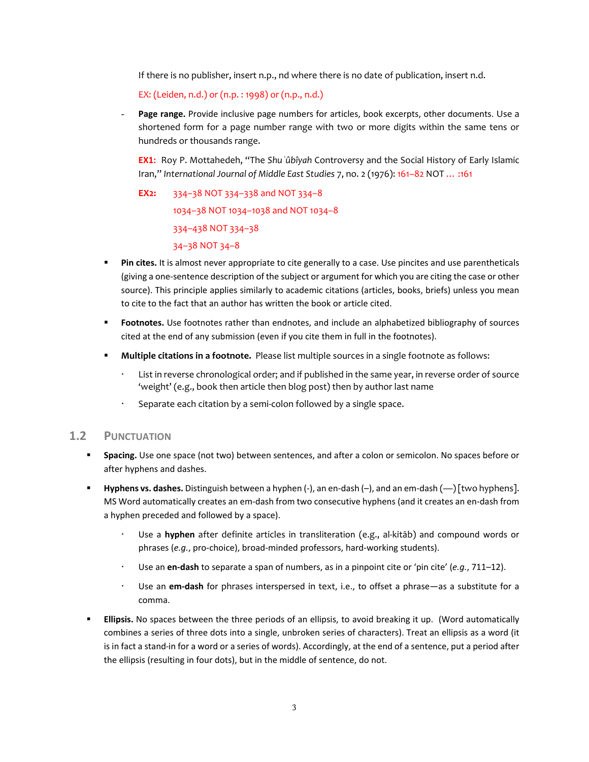If there is no publisher, insert n.p., nd where there is no date of publication, insert n.d.

EX: (Leiden, n.d.) or (n.p. : 1998) or (n.p., n.d.)

- **Page range.** Provide inclusive page numbers for articles, book excerpts, other documents. Use a shortened form for a page number range with two or more digits within the same tens or hundreds or thousands range.

  **EX1:** Roy P. Mottahedeh, "The *Shuʿûbîyah* Controversy and the Social History of Early Islamic Iran," *International Journal of Middle East Studies* 7, no. 2 (1976): 161–82 NOT … :161

  **EX2:** 334–38 NOT 334–338 and NOT 334–8

  1034–38 NOT 1034–1038 and NOT 1034–8

  334–438 NOT 334–38

  34–38 NOT 34–8

- **Pin cites.** It is almost never appropriate to cite generally to a case. Use pincites and use parentheticals (giving a one-sentence description of the subject or argument for which you are citing the case or other source). This principle applies similarly to academic citations (articles, books, briefs) unless you mean to cite to the fact that an author has written the book or article cited.

- **Footnotes.** Use footnotes rather than endnotes, and include an alphabetized bibliography of sources cited at the end of any submission (even if you cite them in full in the footnotes).

- **Multiple citations in a footnote.** Please list multiple sources in a single footnote as follows:
  - List in reverse chronological order; and if published in the same year, in reverse order of source 'weight' (e.g., book then article then blog post) then by author last name
  - Separate each citation by a semi-colon followed by a single space.

## 1.2 Punctuation

- **Spacing.** Use one space (not two) between sentences, and after a colon or semicolon. No spaces before or after hyphens and dashes.

- **Hyphens vs. dashes.** Distinguish between a hyphen (-), an en-dash (–), and an em-dash (—) [two hyphens]. MS Word automatically creates an em-dash from two consecutive hyphens (and it creates an en-dash from a hyphen preceded and followed by a space).
  - Use a **hyphen** after definite articles in transliteration (e.g., al-kitāb) and compound words or phrases (*e.g.*, pro-choice), broad-minded professors, hard-working students).
  - Use an **en-dash** to separate a span of numbers, as in a pinpoint cite or 'pin cite' (*e.g.*, 711–12).
  - Use an **em-dash** for phrases interspersed in text, i.e., to offset a phrase—as a substitute for a comma.

- **Ellipsis.** No spaces between the three periods of an ellipsis, to avoid breaking it up. (Word automatically combines a series of three dots into a single, unbroken series of characters). Treat an ellipsis as a word (it is in fact a stand-in for a word or a series of words). Accordingly, at the end of a sentence, put a period after the ellipsis (resulting in four dots), but in the middle of sentence, do not.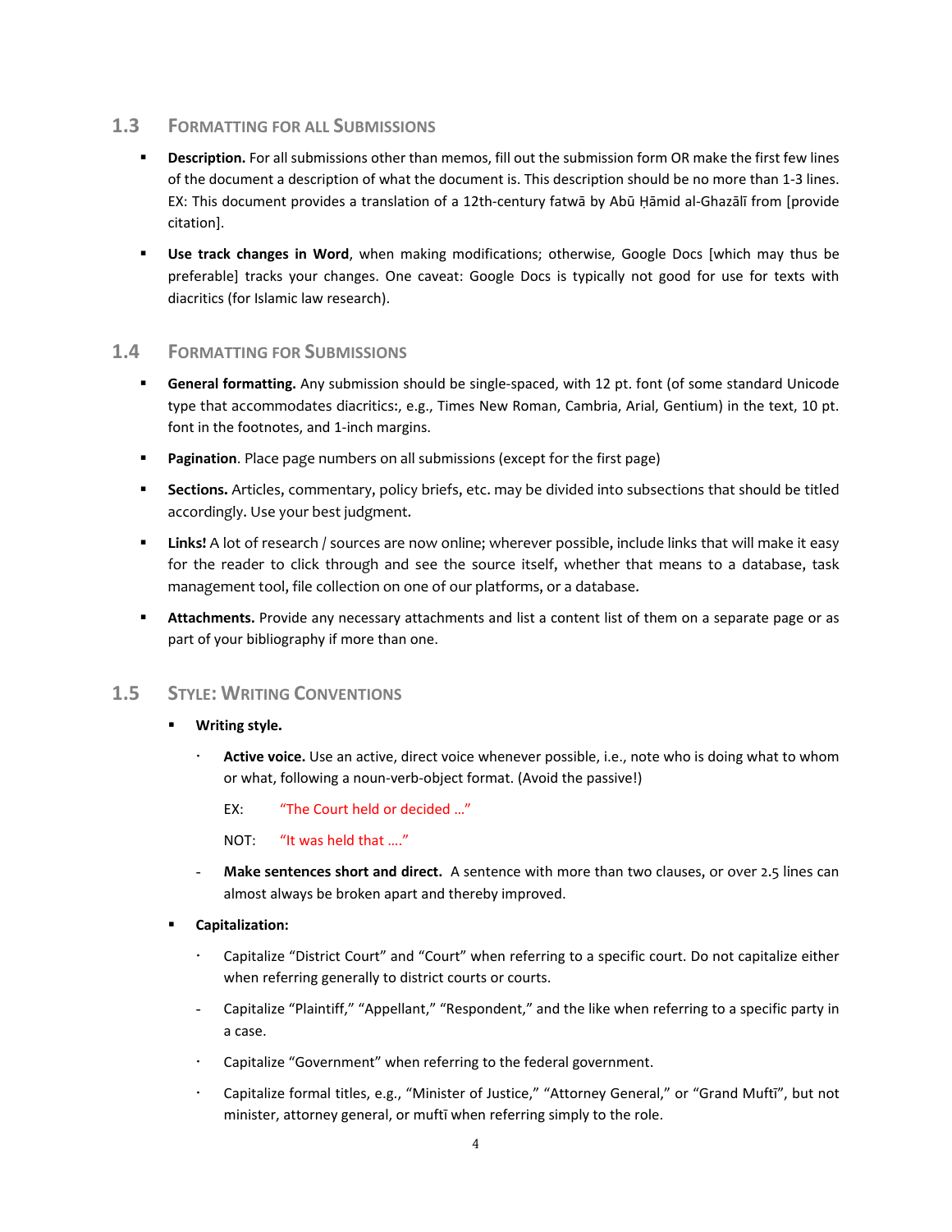## 1.3 Formatting for all Submissions

- **Description.** For all submissions other than memos, fill out the submission form OR make the first few lines of the document a description of what the document is. This description should be no more than 1-3 lines. EX: This document provides a translation of a 12th-century fatwā by Abū Ḥāmid al-Ghazālī from [provide citation].

- **Use track changes in Word**, when making modifications; otherwise, Google Docs [which may thus be preferable] tracks your changes. One caveat: Google Docs is typically not good for use for texts with diacritics (for Islamic law research).

## 1.4 Formatting for Submissions

- **General formatting.** Any submission should be single-spaced, with 12 pt. font (of some standard Unicode type that accommodates diacritics:, e.g., Times New Roman, Cambria, Arial, Gentium) in the text, 10 pt. font in the footnotes, and 1-inch margins.

- **Pagination**. Place page numbers on all submissions (except for the first page)

- **Sections.** Articles, commentary, policy briefs, etc. may be divided into subsections that should be titled accordingly. Use your best judgment.

- **Links!** A lot of research / sources are now online; wherever possible, include links that will make it easy for the reader to click through and see the source itself, whether that means to a database, task management tool, file collection on one of our platforms, or a database.

- **Attachments.** Provide any necessary attachments and list a content list of them on a separate page or as part of your bibliography if more than one.

## 1.5 Style: Writing Conventions

- **Writing style.**

  - **Active voice.** Use an active, direct voice whenever possible, i.e., note who is doing what to whom or what, following a noun-verb-object format. (Avoid the passive!)

    EX: "The Court held or decided …"

    NOT: "It was held that …."

  - **Make sentences short and direct.** A sentence with more than two clauses, or over 2.5 lines can almost always be broken apart and thereby improved.

- **Capitalization:**

  - Capitalize "District Court" and "Court" when referring to a specific court. Do not capitalize either when referring generally to district courts or courts.

  - Capitalize "Plaintiff," "Appellant," "Respondent," and the like when referring to a specific party in a case.

  - Capitalize "Government" when referring to the federal government.

  - Capitalize formal titles, e.g., "Minister of Justice," "Attorney General," or "Grand Muftī", but not minister, attorney general, or muftī when referring simply to the role.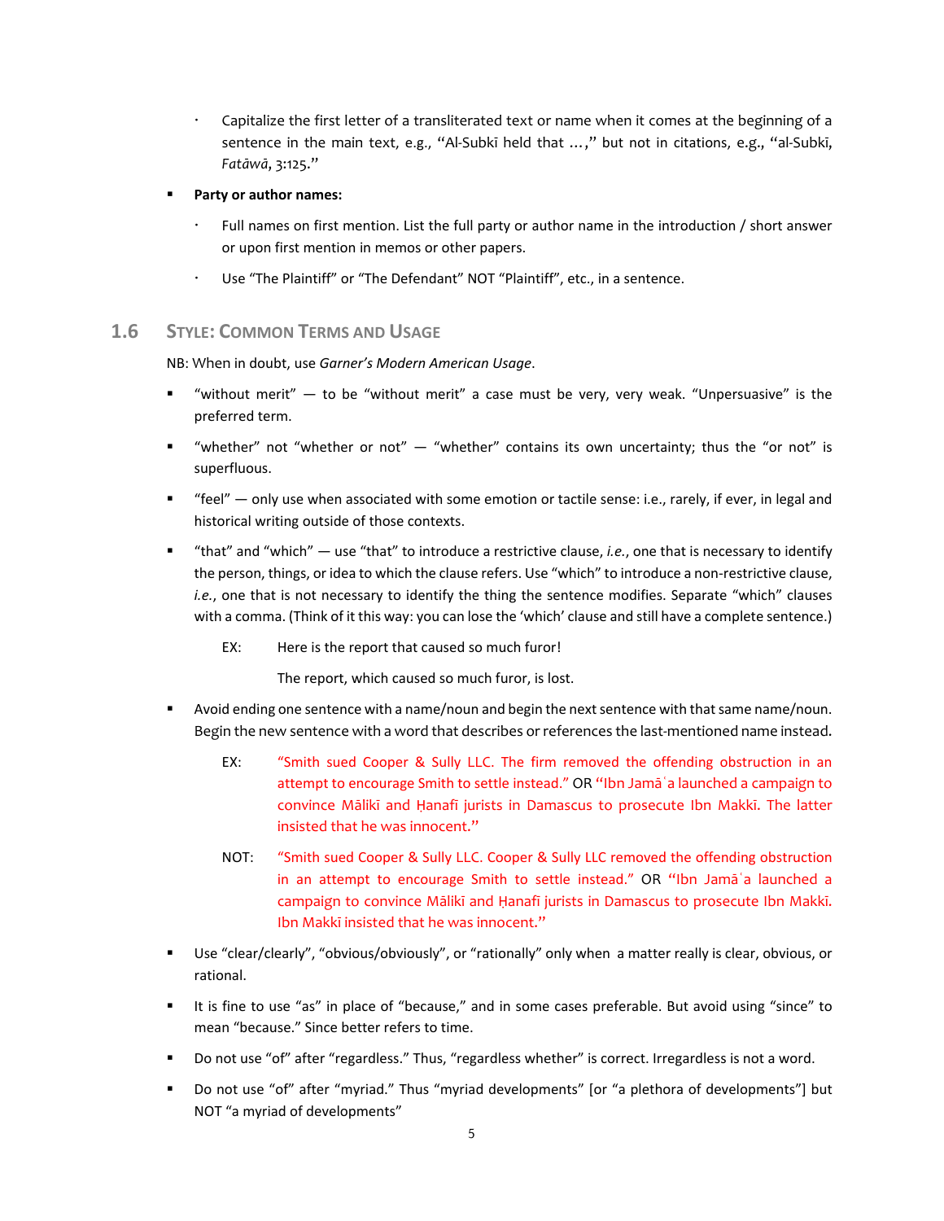- Capitalize the first letter of a transliterated text or name when it comes at the beginning of a sentence in the main text, e.g., "Al-Subkī held that …," but not in citations, e.g., "al-Subkī, *Fatāwā*, 3:125."

- **Party or author names:**
  - Full names on first mention. List the full party or author name in the introduction / short answer or upon first mention in memos or other papers.
  - Use "The Plaintiff" or "The Defendant" NOT "Plaintiff", etc., in a sentence.

## 1.6 Style: Common Terms and Usage

NB: When in doubt, use *Garner's Modern American Usage*.

- "without merit" — to be "without merit" a case must be very, very weak. "Unpersuasive" is the preferred term.
- "whether" not "whether or not" — "whether" contains its own uncertainty; thus the "or not" is superfluous.
- "feel" — only use when associated with some emotion or tactile sense: i.e., rarely, if ever, in legal and historical writing outside of those contexts.
- "that" and "which" — use "that" to introduce a restrictive clause, *i.e.*, one that is necessary to identify the person, things, or idea to which the clause refers. Use "which" to introduce a non-restrictive clause, *i.e.*, one that is not necessary to identify the thing the sentence modifies. Separate "which" clauses with a comma. (Think of it this way: you can lose the 'which' clause and still have a complete sentence.)

  EX: Here is the report that caused so much furor!

  The report, which caused so much furor, is lost.

- Avoid ending one sentence with a name/noun and begin the next sentence with that same name/noun. Begin the new sentence with a word that describes or references the last-mentioned name instead.

  EX: "Smith sued Cooper & Sully LLC. The firm removed the offending obstruction in an attempt to encourage Smith to settle instead." OR "Ibn Jamāʿa launched a campaign to convince Mālikī and Ḥanafī jurists in Damascus to prosecute Ibn Makkī. The latter insisted that he was innocent."

  NOT: "Smith sued Cooper & Sully LLC. Cooper & Sully LLC removed the offending obstruction in an attempt to encourage Smith to settle instead." OR "Ibn Jamāʿa launched a campaign to convince Mālikī and Ḥanafī jurists in Damascus to prosecute Ibn Makkī. Ibn Makkī insisted that he was innocent."

- Use "clear/clearly", "obvious/obviously", or "rationally" only when a matter really is clear, obvious, or rational.
- It is fine to use "as" in place of "because," and in some cases preferable. But avoid using "since" to mean "because." Since better refers to time.
- Do not use "of" after "regardless." Thus, "regardless whether" is correct. Irregardless is not a word.
- Do not use "of" after "myriad." Thus "myriad developments" [or "a plethora of developments"] but NOT "a myriad of developments"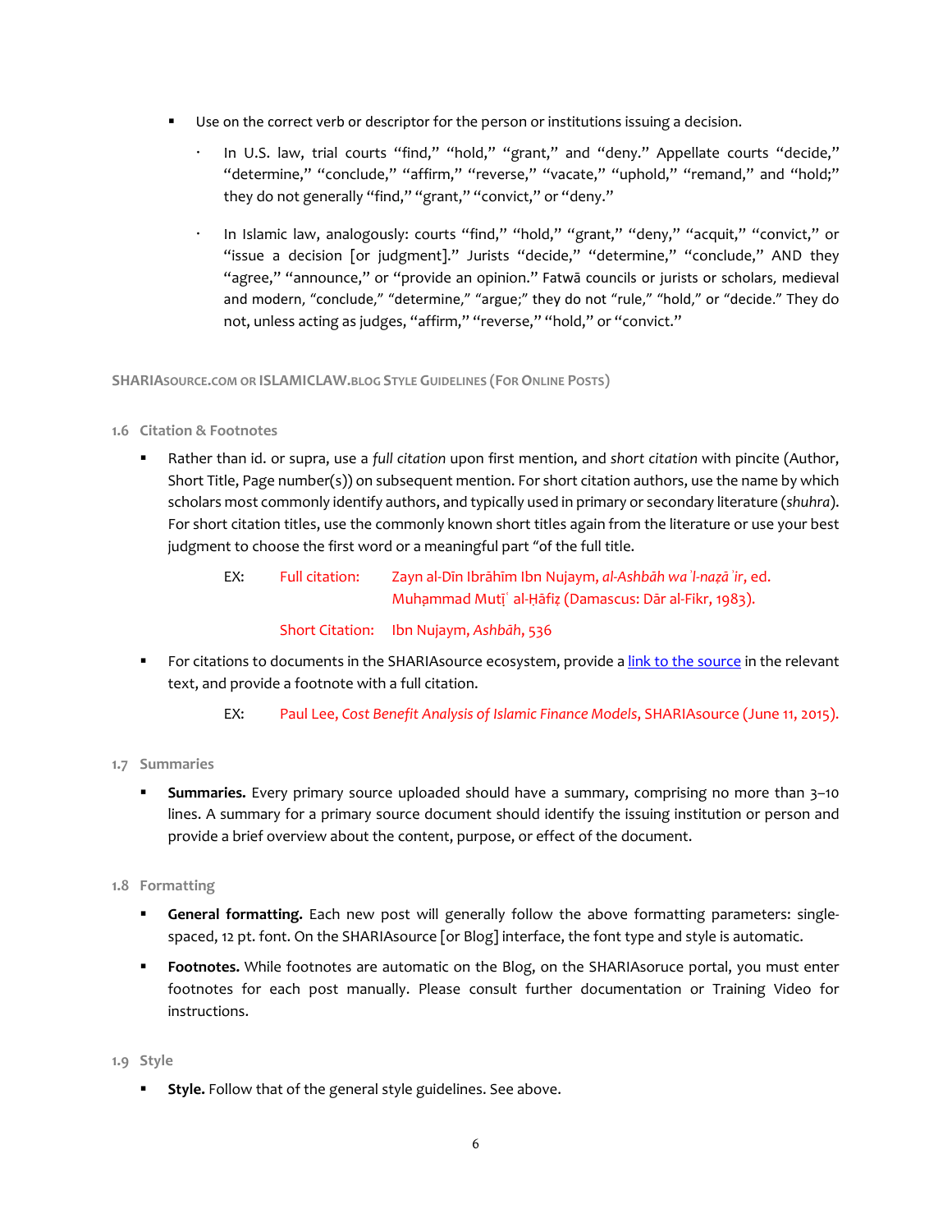- Use on the correct verb or descriptor for the person or institutions issuing a decision.
  - In U.S. law, trial courts "find," "hold," "grant," and "deny." Appellate courts "decide," "determine," "conclude," "affirm," "reverse," "vacate," "uphold," "remand," and "hold;" they do not generally "find," "grant," "convict," or "deny."
  - In Islamic law, analogously: courts "find," "hold," "grant," "deny," "acquit," "convict," or "issue a decision [or judgment]." Jurists "decide," "determine," "conclude," AND they "agree," "announce," or "provide an opinion." Fatwā councils or jurists or scholars, medieval and modern, "conclude," "determine," "argue;" they do not "rule," "hold," or "decide." They do not, unless acting as judges, "affirm," "reverse," "hold," or "convict."

## SHARIAsource.com or ISLAMICLAW.blog Style Guidelines (For Online Posts)

### 1.6 Citation & Footnotes

- Rather than id. or supra, use a *full citation* upon first mention, and *short citation* with pincite (Author, Short Title, Page number(s)) on subsequent mention. For short citation authors, use the name by which scholars most commonly identify authors, and typically used in primary or secondary literature (*shuhra*). For short citation titles, use the commonly known short titles again from the literature or use your best judgment to choose the first word or a meaningful part "of the full title.

  EX: Full citation: Zayn al-Dīn Ibrāhīm Ibn Nujaym, *al-Ashbāh wa ʾl-naẓā ʾir*, ed. Muḥammad Muṭīʿ al-Ḥāfiẓ (Damascus: Dār al-Fikr, 1983).

  Short Citation: Ibn Nujaym, *Ashbāh*, 536

- For citations to documents in the SHARIAsource ecosystem, provide a link to the source in the relevant text, and provide a footnote with a full citation.

  EX: Paul Lee, *Cost Benefit Analysis of Islamic Finance Models*, SHARIAsource (June 11, 2015).

### 1.7 Summaries

- **Summaries.** Every primary source uploaded should have a summary, comprising no more than 3–10 lines. A summary for a primary source document should identify the issuing institution or person and provide a brief overview about the content, purpose, or effect of the document.

### 1.8 Formatting

- **General formatting.** Each new post will generally follow the above formatting parameters: single-spaced, 12 pt. font. On the SHARIAsource [or Blog] interface, the font type and style is automatic.
- **Footnotes.** While footnotes are automatic on the Blog, on the SHARIAsoruce portal, you must enter footnotes for each post manually. Please consult further documentation or Training Video for instructions.

### 1.9 Style

- **Style.** Follow that of the general style guidelines. See above.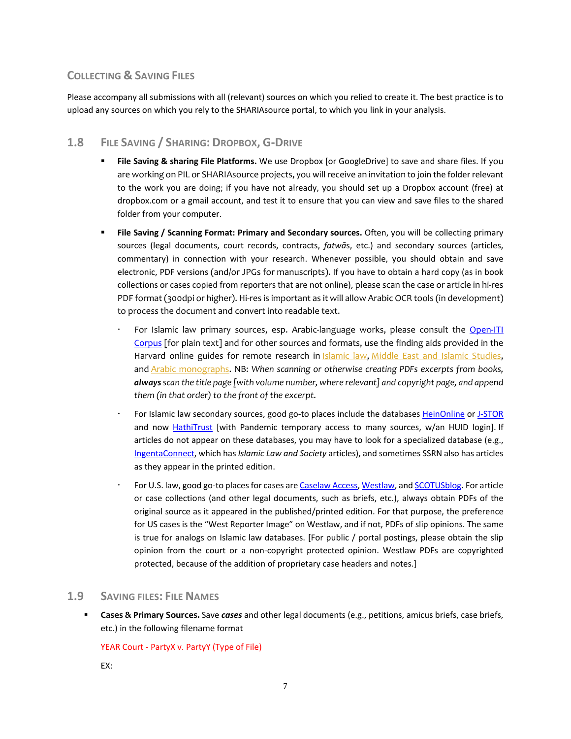## Collecting & Saving Files

Please accompany all submissions with all (relevant) sources on which you relied to create it. The best practice is to upload any sources on which you rely to the SHARIAsource portal, to which you link in your analysis.

### 1.8 File Saving / Sharing: Dropbox, G-Drive

- **File Saving & sharing File Platforms.** We use Dropbox [or GoogleDrive] to save and share files. If you are working on PIL or SHARIAsource projects, you will receive an invitation to join the folder relevant to the work you are doing; if you have not already, you should set up a Dropbox account (free) at dropbox.com or a gmail account, and test it to ensure that you can view and save files to the shared folder from your computer.
- **File Saving / Scanning Format: Primary and Secondary sources.** Often, you will be collecting primary sources (legal documents, court records, contracts, *fatwā*s, etc.) and secondary sources (articles, commentary) in connection with your research. Whenever possible, you should obtain and save electronic, PDF versions (and/or JPGs for manuscripts). If you have to obtain a hard copy (as in book collections or cases copied from reporters that are not online), please scan the case or article in hi-res PDF format (300dpi or higher). Hi-res is important as it will allow Arabic OCR tools (in development) to process the document and convert into readable text.
  - For Islamic law primary sources, esp. Arabic-language works, please consult the Open-ITI Corpus [for plain text] and for other sources and formats, use the finding aids provided in the Harvard online guides for remote research in Islamic law, Middle East and Islamic Studies, and Arabic monographs. NB: *When scanning or otherwise creating PDFs excerpts from books, **always** scan the title page [with volume number, where relevant] and copyright page, and append them (in that order) to the front of the excerpt.*
  - For Islamic law secondary sources, good go-to places include the databases HeinOnline or J-STOR and now HathiTrust [with Pandemic temporary access to many sources, w/an HUID login]. If articles do not appear on these databases, you may have to look for a specialized database (e.g., IngentaConnect, which has *Islamic Law and Society* articles), and sometimes SSRN also has articles as they appear in the printed edition.
  - For U.S. law, good go-to places for cases are Caselaw Access, Westlaw, and SCOTUSblog. For article or case collections (and other legal documents, such as briefs, etc.), always obtain PDFs of the original source as it appeared in the published/printed edition. For that purpose, the preference for US cases is the "West Reporter Image" on Westlaw, and if not, PDFs of slip opinions. The same is true for analogs on Islamic law databases. [For public / portal postings, please obtain the slip opinion from the court or a non-copyright protected opinion. Westlaw PDFs are copyrighted protected, because of the addition of proprietary case headers and notes.]

### 1.9 Saving files: File Names

- **Cases & Primary Sources.** Save ***cases*** and other legal documents (e.g., petitions, amicus briefs, case briefs, etc.) in the following filename format

  YEAR Court - PartyX v. PartyY (Type of File)

  EX: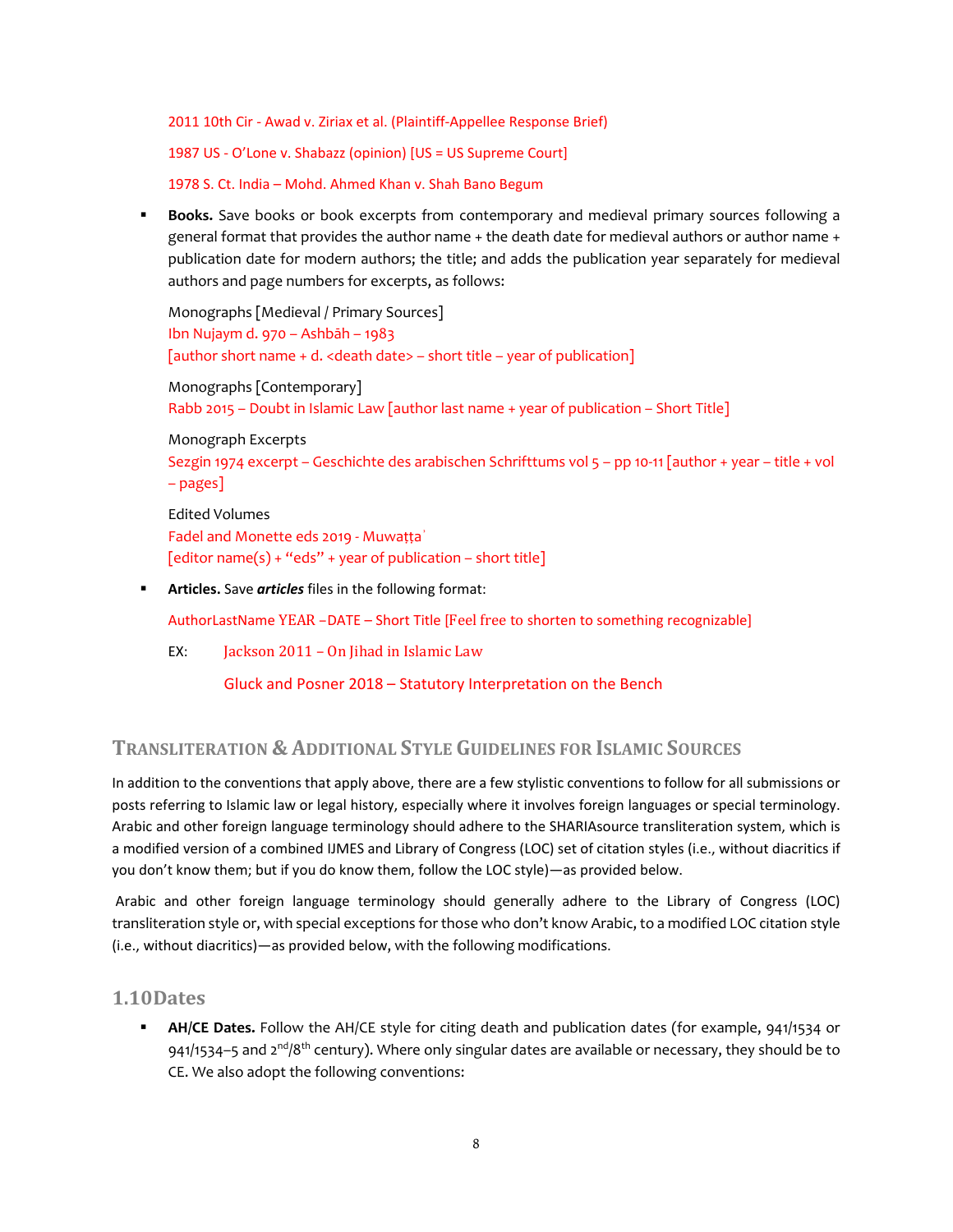2011 10th Cir - Awad v. Ziriax et al. (Plaintiff-Appellee Response Brief)

1987 US - O'Lone v. Shabazz (opinion) [US = US Supreme Court]

1978 S. Ct. India – Mohd. Ahmed Khan v. Shah Bano Begum

- **Books.** Save books or book excerpts from contemporary and medieval primary sources following a general format that provides the author name + the death date for medieval authors or author name + publication date for modern authors; the title; and adds the publication year separately for medieval authors and page numbers for excerpts, as follows:

  Monographs [Medieval / Primary Sources]
  Ibn Nujaym d. 970 – Ashbāh – 1983
  [author short name + d. <death date> – short title – year of publication]

  Monographs [Contemporary]
  Rabb 2015 – Doubt in Islamic Law [author last name + year of publication – Short Title]

  Monograph Excerpts
  Sezgin 1974 excerpt – Geschichte des arabischen Schrifttums vol 5 – pp 10-11 [author + year – title + vol – pages]

  Edited Volumes
  Fadel and Monette eds 2019 - Muwaṭṭaʾ
  [editor name(s) + "eds" + year of publication – short title]

- **Articles.** Save ***articles*** files in the following format:

  AuthorLastName YEAR –DATE – Short Title [Feel free to shorten to something recognizable]

  EX: Jackson 2011 – On Jihad in Islamic Law

  Gluck and Posner 2018 – Statutory Interpretation on the Bench

## Transliteration & Additional Style Guidelines for Islamic Sources

In addition to the conventions that apply above, there are a few stylistic conventions to follow for all submissions or posts referring to Islamic law or legal history, especially where it involves foreign languages or special terminology. Arabic and other foreign language terminology should adhere to the SHARIAsource transliteration system, which is a modified version of a combined IJMES and Library of Congress (LOC) set of citation styles (i.e., without diacritics if you don't know them; but if you do know them, follow the LOC style)—as provided below.

Arabic and other foreign language terminology should generally adhere to the Library of Congress (LOC) transliteration style or, with special exceptions for those who don't know Arabic, to a modified LOC citation style (i.e., without diacritics)—as provided below, with the following modifications.

### 1.10 Dates

- **AH/CE Dates.** Follow the AH/CE style for citing death and publication dates (for example, 941/1534 or 941/1534–5 and 2nd/8th century). Where only singular dates are available or necessary, they should be to CE. We also adopt the following conventions: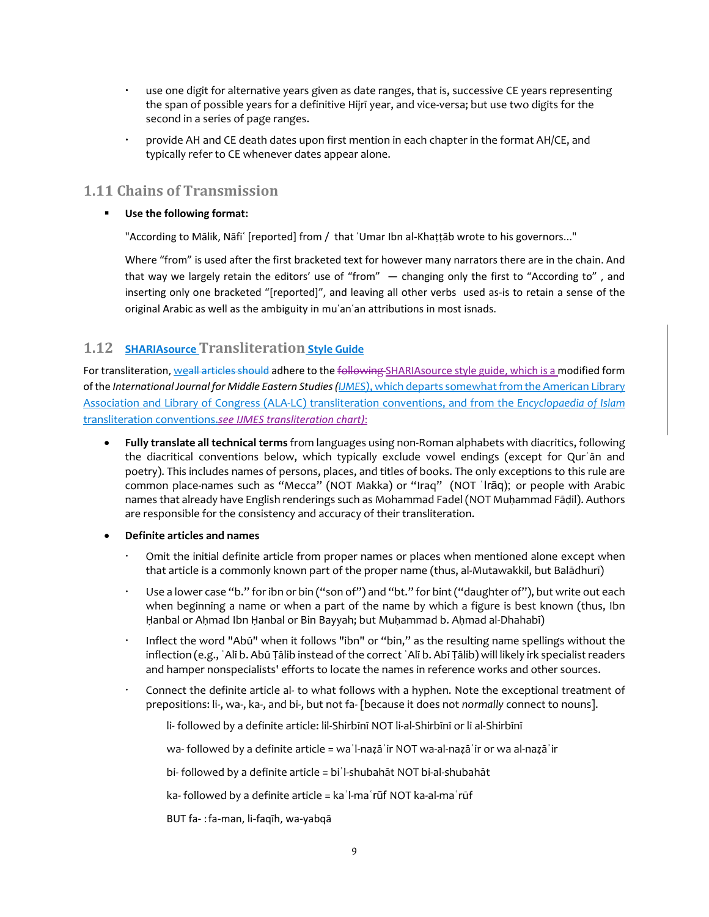- use one digit for alternative years given as date ranges, that is, successive CE years representing the span of possible years for a definitive Hijrī year, and vice-versa; but use two digits for the second in a series of page ranges.
- provide AH and CE death dates upon first mention in each chapter in the format AH/CE, and typically refer to CE whenever dates appear alone.

## 1.11 Chains of Transmission

- **Use the following format:**

  "According to Mālik, Nāfiʿ [reported] from / that ʿUmar Ibn al-Khaṭṭāb wrote to his governors..."

  Where "from" is used after the first bracketed text for however many narrators there are in the chain. And that way we largely retain the editors' use of "from" — changing only the first to "According to" , and inserting only one bracketed "[reported]", and leaving all other verbs used as-is to retain a sense of the original Arabic as well as the ambiguity in muʿanʿan attributions in most isnads.

## 1.12 SHARIAsource Transliteration Style Guide

For transliteration, we~~all articles should~~ adhere to the ~~following~~ SHARIAsource style guide, which is a modified form of the *International Journal for Middle Eastern Studies* (IJMES), which departs somewhat from the American Library Association and Library of Congress (ALA-LC) transliteration conventions, and from the *Encyclopaedia of Islam* transliteration conventions.*see IJMES transliteration chart):*

- **Fully translate all technical terms** from languages using non-Roman alphabets with diacritics, following the diacritical conventions below, which typically exclude vowel endings (except for Qurʾān and poetry). This includes names of persons, places, and titles of books. The only exceptions to this rule are common place-names such as "Mecca" (NOT Makka) or "Iraq" (NOT ʿIrāq); or people with Arabic names that already have English renderings such as Mohammad Fadel (NOT Muḥammad Fāḍil). Authors are responsible for the consistency and accuracy of their transliteration.
- **Definite articles and names**
  - Omit the initial definite article from proper names or places when mentioned alone except when that article is a commonly known part of the proper name (thus, al-Mutawakkil, but Balādhurī)
  - Use a lower case "b." for ibn or bin ("son of") and "bt." for bint ("daughter of"), but write out each when beginning a name or when a part of the name by which a figure is best known (thus, Ibn Ḥanbal or Aḥmad Ibn Ḥanbal or Bin Bayyah; but Muḥammad b. Aḥmad al-Dhahabī)
  - Inflect the word "Abū" when it follows "ibn" or "bin," as the resulting name spellings without the inflection (e.g., ʿAlī b. Abū Ṭālib instead of the correct ʿAlī b. Abī Ṭālib) will likely irk specialist readers and hamper nonspecialists' efforts to locate the names in reference works and other sources.
  - Connect the definite article al- to what follows with a hyphen. Note the exceptional treatment of prepositions: li-, wa-, ka-, and bi-, but not fa- [because it does not *normally* connect to nouns].

    li- followed by a definite article: lil-Shirbīnī NOT li-al-Shirbīnī or li al-Shirbīnī

    wa- followed by a definite article = waʾl-naẓāʾir NOT wa-al-naẓāʾir or wa al-naẓāʾir

    bi- followed by a definite article = biʾl-shubahāt NOT bi-al-shubahāt

    ka- followed by a definite article = kaʾl-maʿrūf NOT ka-al-maʿrūf

    BUT fa- : fa-man, li-faqīh, wa-yabqā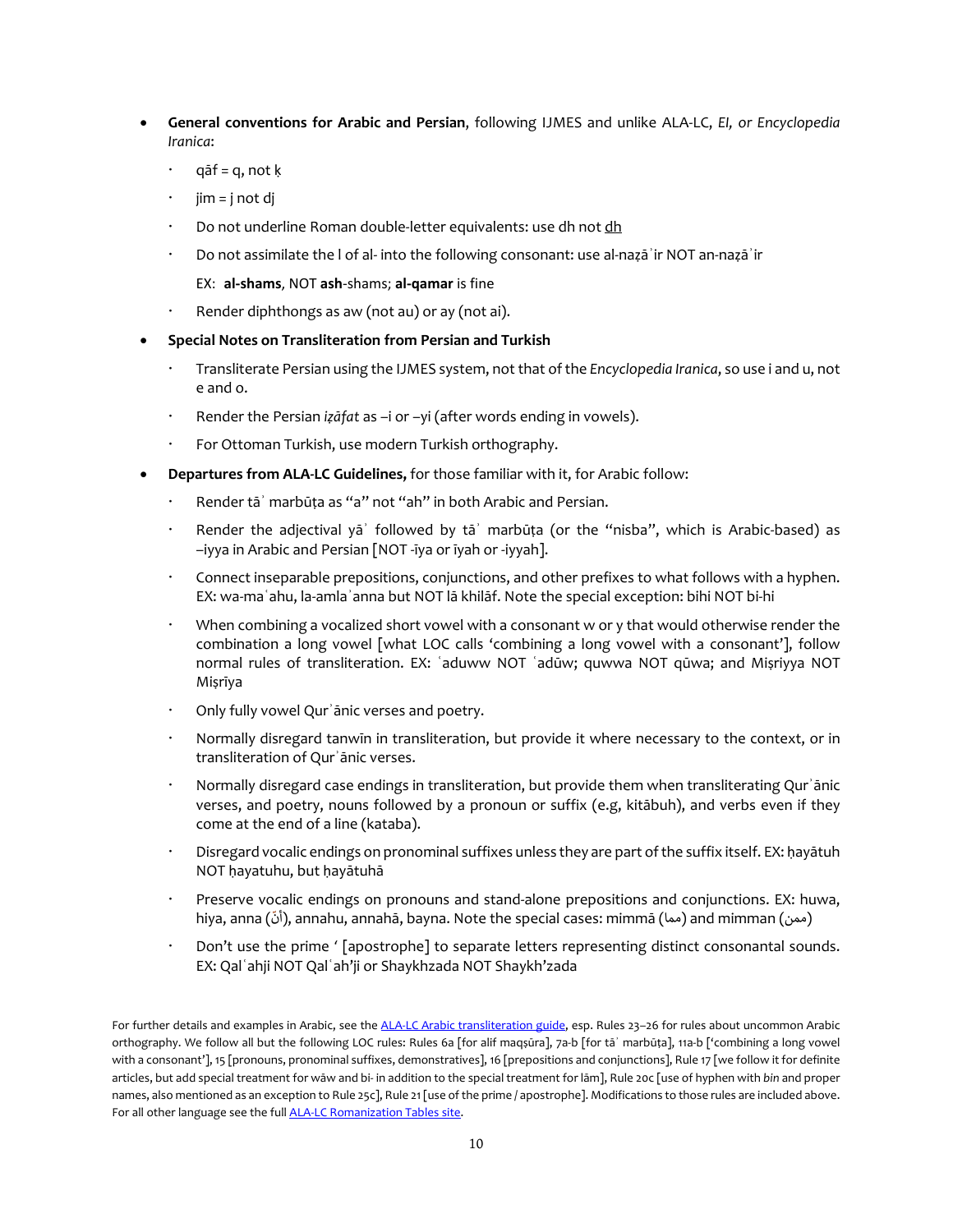- **General conventions for Arabic and Persian**, following IJMES and unlike ALA-LC, *EI, or Encyclopedia Iranica*:
  - qāf = q, not ķ
  - jim = j not dj
  - Do not underline Roman double-letter equivalents: use dh not <u>dh</u>
  - Do not assimilate the l of al- into the following consonant: use al-naẓāʾir NOT an-naẓāʾir

    EX: **al-shams**, NOT **ash**-shams; **al-qamar** is fine
  - Render diphthongs as aw (not au) or ay (not ai).
- **Special Notes on Transliteration from Persian and Turkish**
  - Transliterate Persian using the IJMES system, not that of the *Encyclopedia Iranica*, so use i and u, not e and o.
  - Render the Persian *iẓāfat* as –i or –yi (after words ending in vowels).
  - For Ottoman Turkish, use modern Turkish orthography.
- **Departures from ALA-LC Guidelines,** for those familiar with it, for Arabic follow:
  - Render tāʾ marbūṭa as "a" not "ah" in both Arabic and Persian.
  - Render the adjectival yāʾ followed by tāʾ marbūṭa (or the "nisba", which is Arabic-based) as –iyya in Arabic and Persian [NOT -īya or īyah or -iyyah].
  - Connect inseparable prepositions, conjunctions, and other prefixes to what follows with a hyphen. EX: wa-maʿahu, la-amlaʾanna but NOT lā khilāf. Note the special exception: bihi NOT bi-hi
  - When combining a vocalized short vowel with a consonant w or y that would otherwise render the combination a long vowel [what LOC calls 'combining a long vowel with a consonant'], follow normal rules of transliteration. EX: ʿaduww NOT ʿadūw; quwwa NOT qūwa; and Miṣriyya NOT Miṣrīya
  - Only fully vowel Qurʾānic verses and poetry.
  - Normally disregard tanwīn in transliteration, but provide it where necessary to the context, or in transliteration of Qurʾānic verses.
  - Normally disregard case endings in transliteration, but provide them when transliterating Qurʾānic verses, and poetry, nouns followed by a pronoun or suffix (e.g, kitābuh), and verbs even if they come at the end of a line (kataba).
  - Disregard vocalic endings on pronominal suffixes unless they are part of the suffix itself. EX: ḥayātuh NOT ḥayatuhu, but ḥayātuhā
  - Preserve vocalic endings on pronouns and stand-alone prepositions and conjunctions. EX: huwa, hiya, anna (أنّ), annahu, annahā, bayna. Note the special cases: mimmā (مما) and mimman (ممن)
  - Don't use the prime ʻ [apostrophe] to separate letters representing distinct consonantal sounds. EX: Qalʿahji NOT Qalʿah'ji or Shaykhzada NOT Shaykh'zada

For further details and examples in Arabic, see the ALA-LC Arabic transliteration guide, esp. Rules 23–26 for rules about uncommon Arabic orthography. We follow all but the following LOC rules: Rules 6a [for alif maqṣūra], 7a-b [for tāʾ marbūṭa], 11a-b ['combining a long vowel with a consonant'], 15 [pronouns, pronominal suffixes, demonstratives], 16 [prepositions and conjunctions], Rule 17 [we follow it for definite articles, but add special treatment for wāw and bi- in addition to the special treatment for lām], Rule 20c [use of hyphen with *bin* and proper names, also mentioned as an exception to Rule 25c], Rule 21 [use of the prime / apostrophe]. Modifications to those rules are included above. For all other language see the full ALA-LC Romanization Tables site.